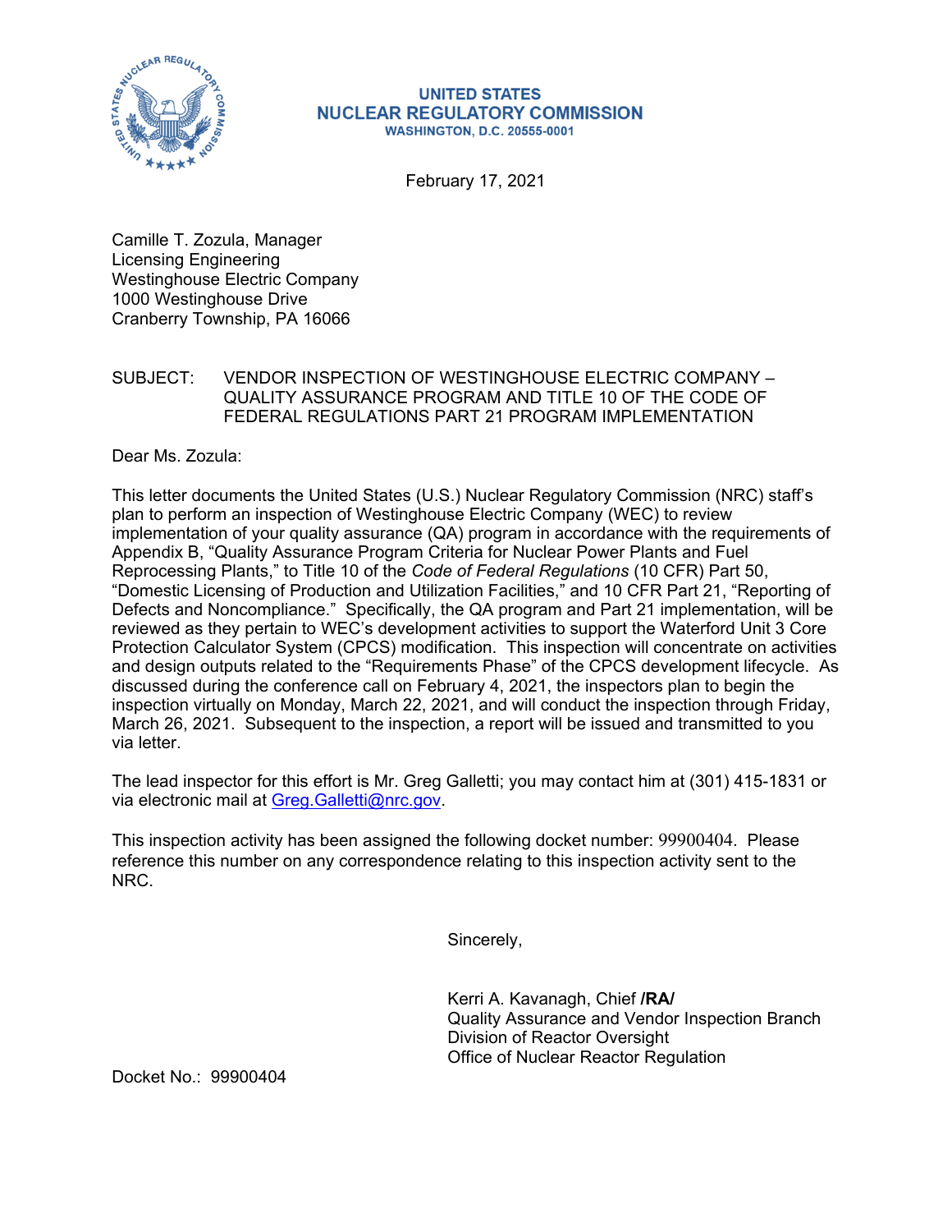**UNITED STATES**
**NUCLEAR REGULATORY COMMISSION**
**WASHINGTON, D.C. 20555-0001**

February 17, 2021

Camille T. Zozula, Manager
Licensing Engineering
Westinghouse Electric Company
1000 Westinghouse Drive
Cranberry Township, PA 16066

SUBJECT: VENDOR INSPECTION OF WESTINGHOUSE ELECTRIC COMPANY – QUALITY ASSURANCE PROGRAM AND TITLE 10 OF THE CODE OF FEDERAL REGULATIONS PART 21 PROGRAM IMPLEMENTATION

Dear Ms. Zozula:

This letter documents the United States (U.S.) Nuclear Regulatory Commission (NRC) staff's plan to perform an inspection of Westinghouse Electric Company (WEC) to review implementation of your quality assurance (QA) program in accordance with the requirements of Appendix B, "Quality Assurance Program Criteria for Nuclear Power Plants and Fuel Reprocessing Plants," to Title 10 of the *Code of Federal Regulations* (10 CFR) Part 50, "Domestic Licensing of Production and Utilization Facilities," and 10 CFR Part 21, "Reporting of Defects and Noncompliance." Specifically, the QA program and Part 21 implementation, will be reviewed as they pertain to WEC's development activities to support the Waterford Unit 3 Core Protection Calculator System (CPCS) modification. This inspection will concentrate on activities and design outputs related to the "Requirements Phase" of the CPCS development lifecycle. As discussed during the conference call on February 4, 2021, the inspectors plan to begin the inspection virtually on Monday, March 22, 2021, and will conduct the inspection through Friday, March 26, 2021. Subsequent to the inspection, a report will be issued and transmitted to you via letter.

The lead inspector for this effort is Mr. Greg Galletti; you may contact him at (301) 415-1831 or via electronic mail at Greg.Galletti@nrc.gov.

This inspection activity has been assigned the following docket number: 99900404. Please reference this number on any correspondence relating to this inspection activity sent to the NRC.

Sincerely,

Kerri A. Kavanagh, Chief **/RA/**
Quality Assurance and Vendor Inspection Branch
Division of Reactor Oversight
Office of Nuclear Reactor Regulation

Docket No.: 99900404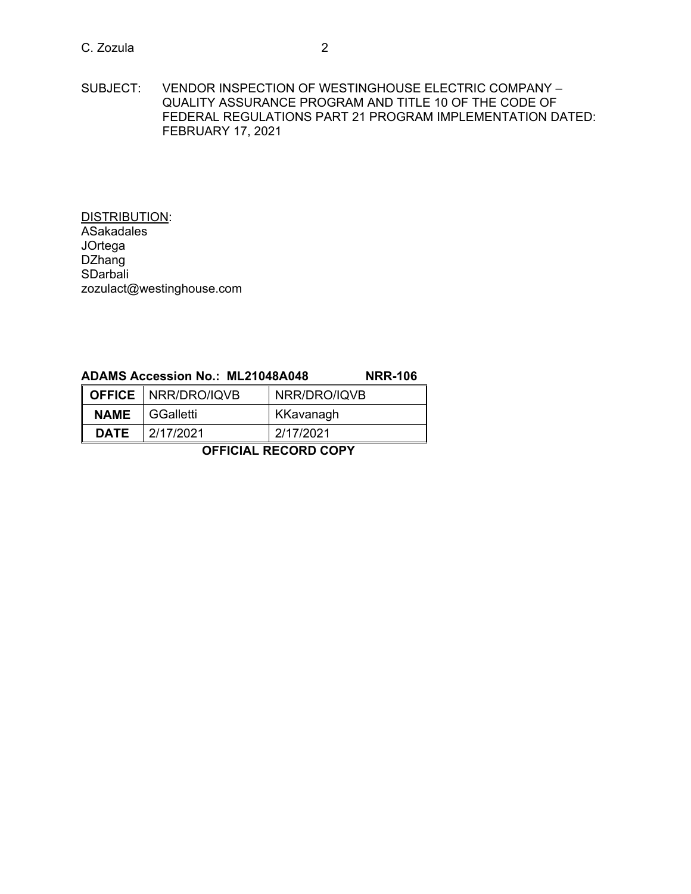SUBJECT: VENDOR INSPECTION OF WESTINGHOUSE ELECTRIC COMPANY – QUALITY ASSURANCE PROGRAM AND TITLE 10 OF THE CODE OF FEDERAL REGULATIONS PART 21 PROGRAM IMPLEMENTATION DATED: FEBRUARY 17, 2021

DISTRIBUTION:
ASakadales
JOrtega
DZhang
SDarbali
zozulact@westinghouse.com

**ADAMS Accession No.: ML21048A048 NRR-106**

| | | |
|---|---|---|
| **OFFICE** | NRR/DRO/IQVB | NRR/DRO/IQVB |
| **NAME** | GGalletti | KKavanagh |
| **DATE** | 2/17/2021 | 2/17/2021 |

**OFFICIAL RECORD COPY**